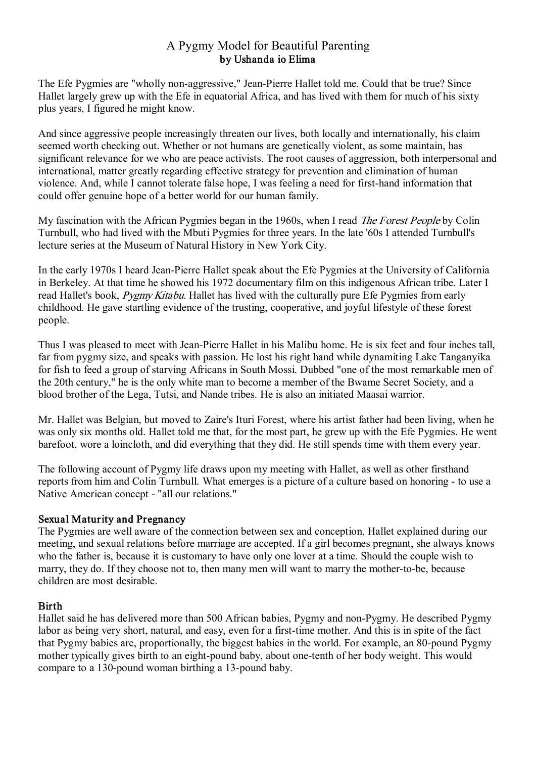# A Pygmy Model for Beautiful Parenting

**by Ushanda io Elima**

The Efe Pygmies are "wholly non-aggressive," Jean-Pierre Hallet told me. Could that be true? Since Hallet largely grew up with the Efe in equatorial Africa, and has lived with them for much of his sixty plus years, I figured he might know.

And since aggressive people increasingly threaten our lives, both locally and internationally, his claim seemed worth checking out. Whether or not humans are genetically violent, as some maintain, has significant relevance for we who are peace activists. The root causes of aggression, both interpersonal and international, matter greatly regarding effective strategy for prevention and elimination of human violence. And, while I cannot tolerate false hope, I was feeling a need for first-hand information that could offer genuine hope of a better world for our human family.

My fascination with the African Pygmies began in the 1960s, when I read *The Forest People* by Colin Turnbull, who had lived with the Mbuti Pygmies for three years. In the late '60s I attended Turnbull's lecture series at the Museum of Natural History in New York City.

In the early 1970s I heard Jean-Pierre Hallet speak about the Efe Pygmies at the University of California in Berkeley. At that time he showed his 1972 documentary film on this indigenous African tribe. Later I read Hallet's book, *Pygmy Kitabu*. Hallet has lived with the culturally pure Efe Pygmies from early childhood. He gave startling evidence of the trusting, cooperative, and joyful lifestyle of these forest people.

Thus I was pleased to meet with Jean-Pierre Hallet in his Malibu home. He is six feet and four inches tall, far from pygmy size, and speaks with passion. He lost his right hand while dynamiting Lake Tanganyika for fish to feed a group of starving Africans in South Mossi. Dubbed "one of the most remarkable men of the 20th century," he is the only white man to become a member of the Bwame Secret Society, and a blood brother of the Lega, Tutsi, and Nande tribes. He is also an initiated Maasai warrior.

Mr. Hallet was Belgian, but moved to Zaire's Ituri Forest, where his artist father had been living, when he was only six months old. Hallet told me that, for the most part, he grew up with the Efe Pygmies. He went barefoot, wore a loincloth, and did everything that they did. He still spends time with them every year.

The following account of Pygmy life draws upon my meeting with Hallet, as well as other firsthand reports from him and Colin Turnbull. What emerges is a picture of a culture based on honoring - to use a Native American concept - "all our relations."

## Sexual Maturity and Pregnancy

The Pygmies are well aware of the connection between sex and conception, Hallet explained during our meeting, and sexual relations before marriage are accepted. If a girl becomes pregnant, she always knows who the father is, because it is customary to have only one lover at a time. Should the couple wish to marry, they do. If they choose not to, then many men will want to marry the mother-to-be, because children are most desirable.

## Birth

Hallet said he has delivered more than 500 African babies, Pygmy and non-Pygmy. He described Pygmy labor as being very short, natural, and easy, even for a first-time mother. And this is in spite of the fact that Pygmy babies are, proportionally, the biggest babies in the world. For example, an 80-pound Pygmy mother typically gives birth to an eight-pound baby, about one-tenth of her body weight. This would compare to a 130-pound woman birthing a 13-pound baby.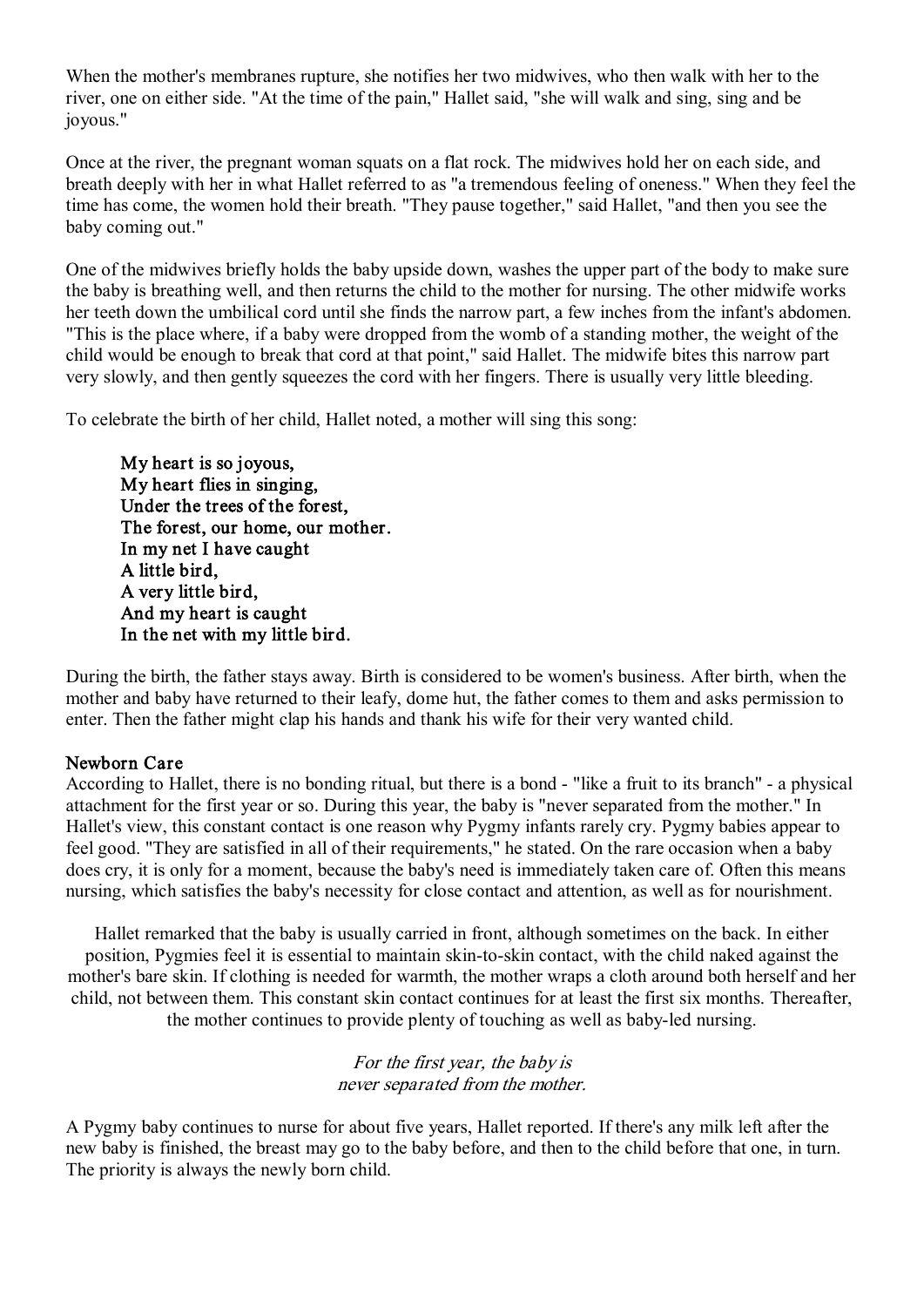When the mother's membranes rupture, she notifies her two midwives, who then walk with her to the river, one on either side. "At the time of the pain," Hallet said, "she will walk and sing, sing and be joyous."

Once at the river, the pregnant woman squats on a flat rock. The midwives hold her on each side, and breath deeply with her in what Hallet referred to as "a tremendous feeling of oneness." When they feel the time has come, the women hold their breath. "They pause together," said Hallet, "and then you see the baby coming out."

One of the midwives briefly holds the baby upside down, washes the upper part of the body to make sure the baby is breathing well, and then returns the child to the mother for nursing. The other midwife works her teeth down the umbilical cord until she finds the narrow part, a few inches from the infant's abdomen. "This is the place where, if a baby were dropped from the womb of a standing mother, the weight of the child would be enough to break that cord at that point," said Hallet. The midwife bites this narrow part very slowly, and then gently squeezes the cord with her fingers. There is usually very little bleeding.

To celebrate the birth of her child, Hallet noted, a mother will sing this song:

> **My heart is so joyous,**
> **My heart flies in singing,**
> **Under the trees of the forest,**
> **The forest, our home, our mother.**
> **In my net I have caught**
> **A little bird,**
> **A very little bird,**
> **And my heart is caught**
> **In the net with my little bird.**

During the birth, the father stays away. Birth is considered to be women's business. After birth, when the mother and baby have returned to their leafy, dome hut, the father comes to them and asks permission to enter. Then the father might clap his hands and thank his wife for their very wanted child.

### Newborn Care

According to Hallet, there is no bonding ritual, but there is a bond - "like a fruit to its branch" - a physical attachment for the first year or so. During this year, the baby is "never separated from the mother." In Hallet's view, this constant contact is one reason why Pygmy infants rarely cry. Pygmy babies appear to feel good. "They are satisfied in all of their requirements," he stated. On the rare occasion when a baby does cry, it is only for a moment, because the baby's need is immediately taken care of. Often this means nursing, which satisfies the baby's necessity for close contact and attention, as well as for nourishment.

Hallet remarked that the baby is usually carried in front, although sometimes on the back. In either position, Pygmies feel it is essential to maintain skin-to-skin contact, with the child naked against the mother's bare skin. If clothing is needed for warmth, the mother wraps a cloth around both herself and her child, not between them. This constant skin contact continues for at least the first six months. Thereafter, the mother continues to provide plenty of touching as well as baby-led nursing.

*For the first year, the baby is never separated from the mother.*

A Pygmy baby continues to nurse for about five years, Hallet reported. If there's any milk left after the new baby is finished, the breast may go to the baby before, and then to the child before that one, in turn. The priority is always the newly born child.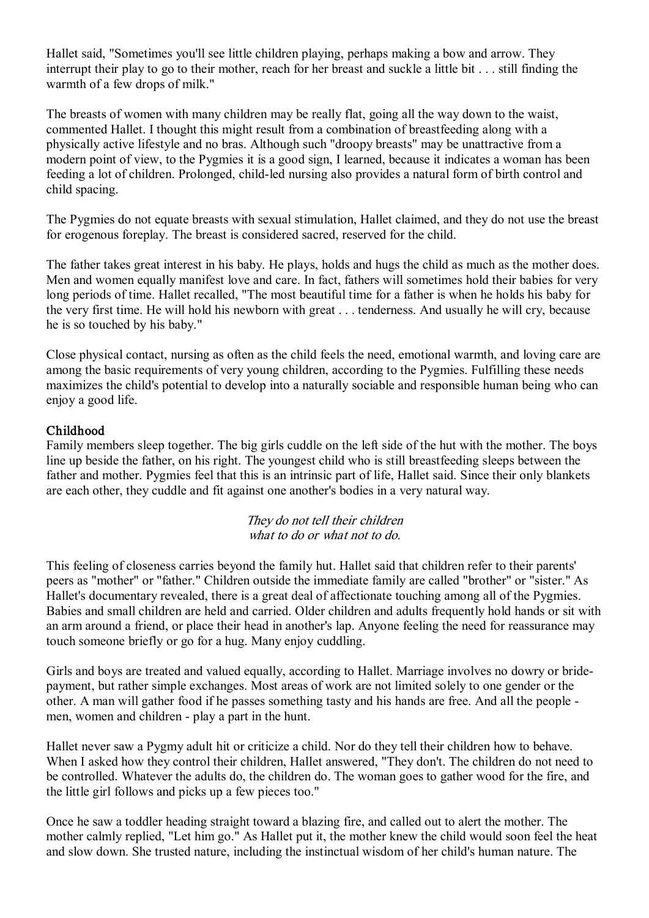Hallet said, "Sometimes you'll see little children playing, perhaps making a bow and arrow. They interrupt their play to go to their mother, reach for her breast and suckle a little bit . . . still finding the warmth of a few drops of milk."

The breasts of women with many children may be really flat, going all the way down to the waist, commented Hallet. I thought this might result from a combination of breastfeeding along with a physically active lifestyle and no bras. Although such "droopy breasts" may be unattractive from a modern point of view, to the Pygmies it is a good sign, I learned, because it indicates a woman has been feeding a lot of children. Prolonged, child-led nursing also provides a natural form of birth control and child spacing.

The Pygmies do not equate breasts with sexual stimulation, Hallet claimed, and they do not use the breast for erogenous foreplay. The breast is considered sacred, reserved for the child.

The father takes great interest in his baby. He plays, holds and hugs the child as much as the mother does. Men and women equally manifest love and care. In fact, fathers will sometimes hold their babies for very long periods of time. Hallet recalled, "The most beautiful time for a father is when he holds his baby for the very first time. He will hold his newborn with great . . . tenderness. And usually he will cry, because he is so touched by his baby."

Close physical contact, nursing as often as the child feels the need, emotional warmth, and loving care are among the basic requirements of very young children, according to the Pygmies. Fulfilling these needs maximizes the child's potential to develop into a naturally sociable and responsible human being who can enjoy a good life.

## Childhood

Family members sleep together. The big girls cuddle on the left side of the hut with the mother. The boys line up beside the father, on his right. The youngest child who is still breastfeeding sleeps between the father and mother. Pygmies feel that this is an intrinsic part of life, Hallet said. Since their only blankets are each other, they cuddle and fit against one another's bodies in a very natural way.

*They do not tell their children what to do or what not to do.*

This feeling of closeness carries beyond the family hut. Hallet said that children refer to their parents' peers as "mother" or "father." Children outside the immediate family are called "brother" or "sister." As Hallet's documentary revealed, there is a great deal of affectionate touching among all of the Pygmies. Babies and small children are held and carried. Older children and adults frequently hold hands or sit with an arm around a friend, or place their head in another's lap. Anyone feeling the need for reassurance may touch someone briefly or go for a hug. Many enjoy cuddling.

Girls and boys are treated and valued equally, according to Hallet. Marriage involves no dowry or bride-payment, but rather simple exchanges. Most areas of work are not limited solely to one gender or the other. A man will gather food if he passes something tasty and his hands are free. And all the people - men, women and children - play a part in the hunt.

Hallet never saw a Pygmy adult hit or criticize a child. Nor do they tell their children how to behave. When I asked how they control their children, Hallet answered, "They don't. The children do not need to be controlled. Whatever the adults do, the children do. The woman goes to gather wood for the fire, and the little girl follows and picks up a few pieces too."

Once he saw a toddler heading straight toward a blazing fire, and called out to alert the mother. The mother calmly replied, "Let him go." As Hallet put it, the mother knew the child would soon feel the heat and slow down. She trusted nature, including the instinctual wisdom of her child's human nature. The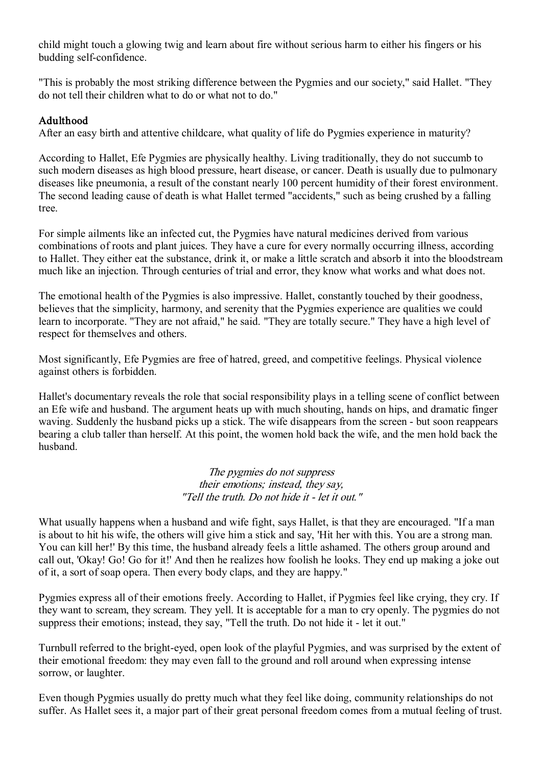child might touch a glowing twig and learn about fire without serious harm to either his fingers or his budding self-confidence.

"This is probably the most striking difference between the Pygmies and our society," said Hallet. "They do not tell their children what to do or what not to do."

## Adulthood

After an easy birth and attentive childcare, what quality of life do Pygmies experience in maturity?

According to Hallet, Efe Pygmies are physically healthy. Living traditionally, they do not succumb to such modern diseases as high blood pressure, heart disease, or cancer. Death is usually due to pulmonary diseases like pneumonia, a result of the constant nearly 100 percent humidity of their forest environment. The second leading cause of death is what Hallet termed "accidents," such as being crushed by a falling tree.

For simple ailments like an infected cut, the Pygmies have natural medicines derived from various combinations of roots and plant juices. They have a cure for every normally occurring illness, according to Hallet. They either eat the substance, drink it, or make a little scratch and absorb it into the bloodstream much like an injection. Through centuries of trial and error, they know what works and what does not.

The emotional health of the Pygmies is also impressive. Hallet, constantly touched by their goodness, believes that the simplicity, harmony, and serenity that the Pygmies experience are qualities we could learn to incorporate. "They are not afraid," he said. "They are totally secure." They have a high level of respect for themselves and others.

Most significantly, Efe Pygmies are free of hatred, greed, and competitive feelings. Physical violence against others is forbidden.

Hallet's documentary reveals the role that social responsibility plays in a telling scene of conflict between an Efe wife and husband. The argument heats up with much shouting, hands on hips, and dramatic finger waving. Suddenly the husband picks up a stick. The wife disappears from the screen - but soon reappears bearing a club taller than herself. At this point, the women hold back the wife, and the men hold back the husband.

*The pygmies do not suppress their emotions; instead, they say, "Tell the truth. Do not hide it - let it out."*

What usually happens when a husband and wife fight, says Hallet, is that they are encouraged. "If a man is about to hit his wife, the others will give him a stick and say, 'Hit her with this. You are a strong man. You can kill her!' By this time, the husband already feels a little ashamed. The others group around and call out, 'Okay! Go! Go for it!' And then he realizes how foolish he looks. They end up making a joke out of it, a sort of soap opera. Then every body claps, and they are happy."

Pygmies express all of their emotions freely. According to Hallet, if Pygmies feel like crying, they cry. If they want to scream, they scream. They yell. It is acceptable for a man to cry openly. The pygmies do not suppress their emotions; instead, they say, "Tell the truth. Do not hide it - let it out."

Turnbull referred to the bright-eyed, open look of the playful Pygmies, and was surprised by the extent of their emotional freedom: they may even fall to the ground and roll around when expressing intense sorrow, or laughter.

Even though Pygmies usually do pretty much what they feel like doing, community relationships do not suffer. As Hallet sees it, a major part of their great personal freedom comes from a mutual feeling of trust.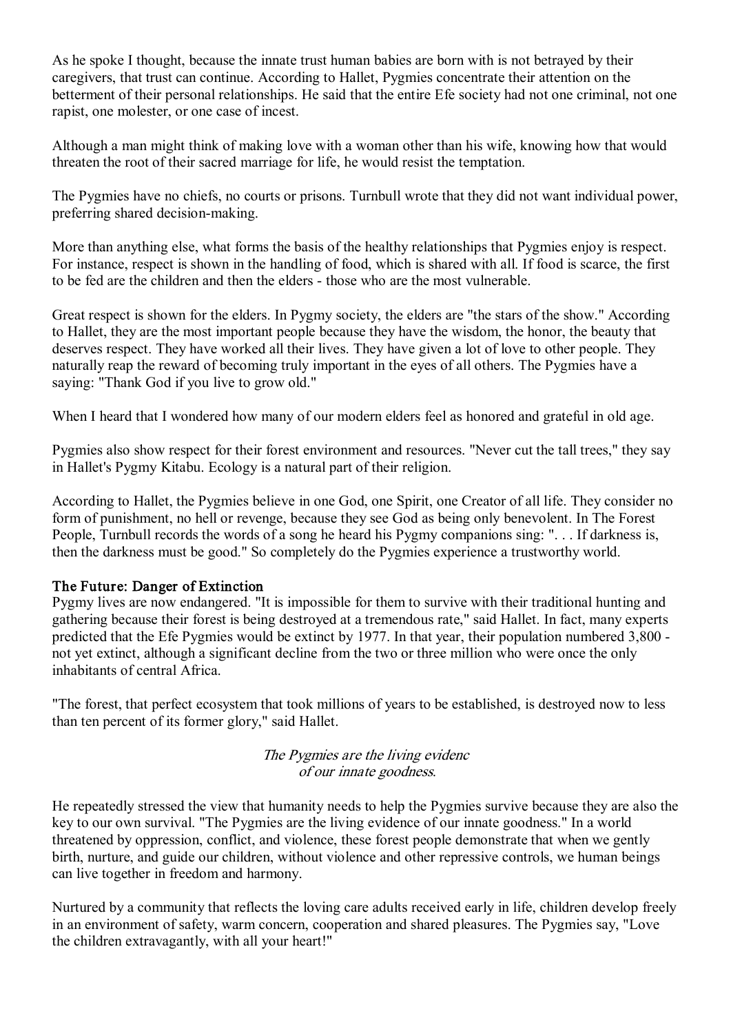As he spoke I thought, because the innate trust human babies are born with is not betrayed by their caregivers, that trust can continue. According to Hallet, Pygmies concentrate their attention on the betterment of their personal relationships. He said that the entire Efe society had not one criminal, not one rapist, one molester, or one case of incest.

Although a man might think of making love with a woman other than his wife, knowing how that would threaten the root of their sacred marriage for life, he would resist the temptation.

The Pygmies have no chiefs, no courts or prisons. Turnbull wrote that they did not want individual power, preferring shared decision-making.

More than anything else, what forms the basis of the healthy relationships that Pygmies enjoy is respect. For instance, respect is shown in the handling of food, which is shared with all. If food is scarce, the first to be fed are the children and then the elders - those who are the most vulnerable.

Great respect is shown for the elders. In Pygmy society, the elders are "the stars of the show." According to Hallet, they are the most important people because they have the wisdom, the honor, the beauty that deserves respect. They have worked all their lives. They have given a lot of love to other people. They naturally reap the reward of becoming truly important in the eyes of all others. The Pygmies have a saying: "Thank God if you live to grow old."

When I heard that I wondered how many of our modern elders feel as honored and grateful in old age.

Pygmies also show respect for their forest environment and resources. "Never cut the tall trees," they say in Hallet's Pygmy Kitabu. Ecology is a natural part of their religion.

According to Hallet, the Pygmies believe in one God, one Spirit, one Creator of all life. They consider no form of punishment, no hell or revenge, because they see God as being only benevolent. In The Forest People, Turnbull records the words of a song he heard his Pygmy companions sing: ". . . If darkness is, then the darkness must be good." So completely do the Pygmies experience a trustworthy world.

## The Future: Danger of Extinction

Pygmy lives are now endangered. "It is impossible for them to survive with their traditional hunting and gathering because their forest is being destroyed at a tremendous rate," said Hallet. In fact, many experts predicted that the Efe Pygmies would be extinct by 1977. In that year, their population numbered 3,800 - not yet extinct, although a significant decline from the two or three million who were once the only inhabitants of central Africa.

"The forest, that perfect ecosystem that took millions of years to be established, is destroyed now to less than ten percent of its former glory," said Hallet.

*The Pygmies are the living evidenc of our innate goodness.*

He repeatedly stressed the view that humanity needs to help the Pygmies survive because they are also the key to our own survival. "The Pygmies are the living evidence of our innate goodness." In a world threatened by oppression, conflict, and violence, these forest people demonstrate that when we gently birth, nurture, and guide our children, without violence and other repressive controls, we human beings can live together in freedom and harmony.

Nurtured by a community that reflects the loving care adults received early in life, children develop freely in an environment of safety, warm concern, cooperation and shared pleasures. The Pygmies say, "Love the children extravagantly, with all your heart!"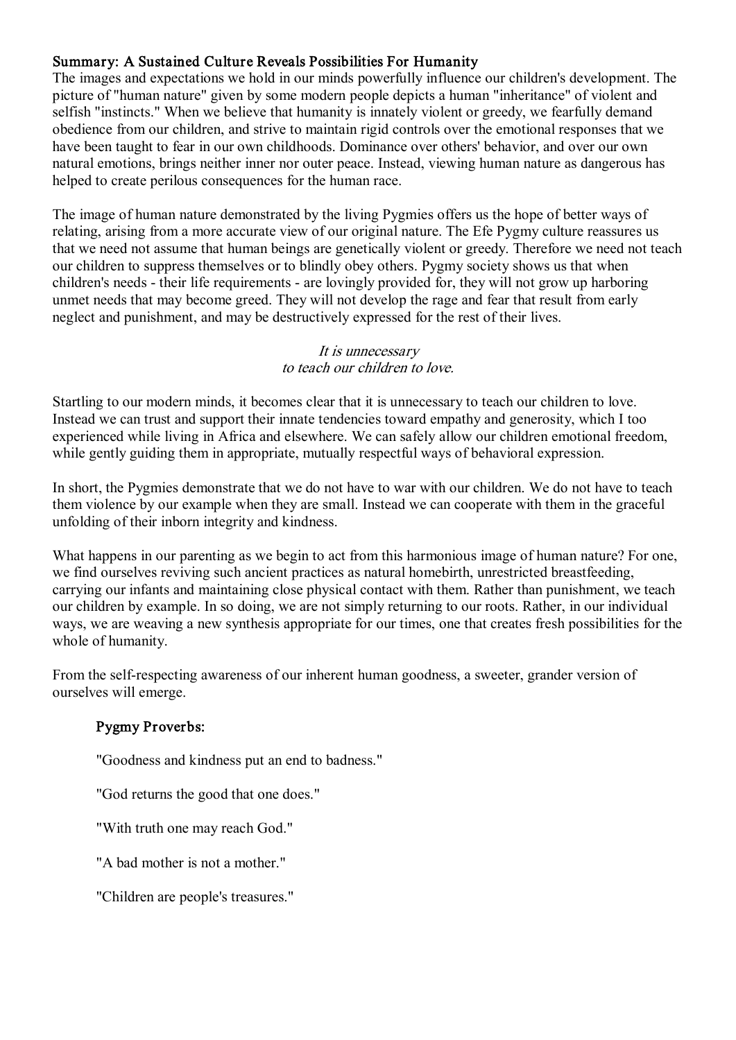## Summary: A Sustained Culture Reveals Possibilities For Humanity

The images and expectations we hold in our minds powerfully influence our children's development. The picture of "human nature" given by some modern people depicts a human "inheritance" of violent and selfish "instincts." When we believe that humanity is innately violent or greedy, we fearfully demand obedience from our children, and strive to maintain rigid controls over the emotional responses that we have been taught to fear in our own childhoods. Dominance over others' behavior, and over our own natural emotions, brings neither inner nor outer peace. Instead, viewing human nature as dangerous has helped to create perilous consequences for the human race.

The image of human nature demonstrated by the living Pygmies offers us the hope of better ways of relating, arising from a more accurate view of our original nature. The Efe Pygmy culture reassures us that we need not assume that human beings are genetically violent or greedy. Therefore we need not teach our children to suppress themselves or to blindly obey others. Pygmy society shows us that when children's needs - their life requirements - are lovingly provided for, they will not grow up harboring unmet needs that may become greed. They will not develop the rage and fear that result from early neglect and punishment, and may be destructively expressed for the rest of their lives.

*It is unnecessary*
*to teach our children to love.*

Startling to our modern minds, it becomes clear that it is unnecessary to teach our children to love. Instead we can trust and support their innate tendencies toward empathy and generosity, which I too experienced while living in Africa and elsewhere. We can safely allow our children emotional freedom, while gently guiding them in appropriate, mutually respectful ways of behavioral expression.

In short, the Pygmies demonstrate that we do not have to war with our children. We do not have to teach them violence by our example when they are small. Instead we can cooperate with them in the graceful unfolding of their inborn integrity and kindness.

What happens in our parenting as we begin to act from this harmonious image of human nature? For one, we find ourselves reviving such ancient practices as natural homebirth, unrestricted breastfeeding, carrying our infants and maintaining close physical contact with them. Rather than punishment, we teach our children by example. In so doing, we are not simply returning to our roots. Rather, in our individual ways, we are weaving a new synthesis appropriate for our times, one that creates fresh possibilities for the whole of humanity.

From the self-respecting awareness of our inherent human goodness, a sweeter, grander version of ourselves will emerge.

### Pygmy Proverbs:

"Goodness and kindness put an end to badness."

"God returns the good that one does."

"With truth one may reach God."

"A bad mother is not a mother."

"Children are people's treasures."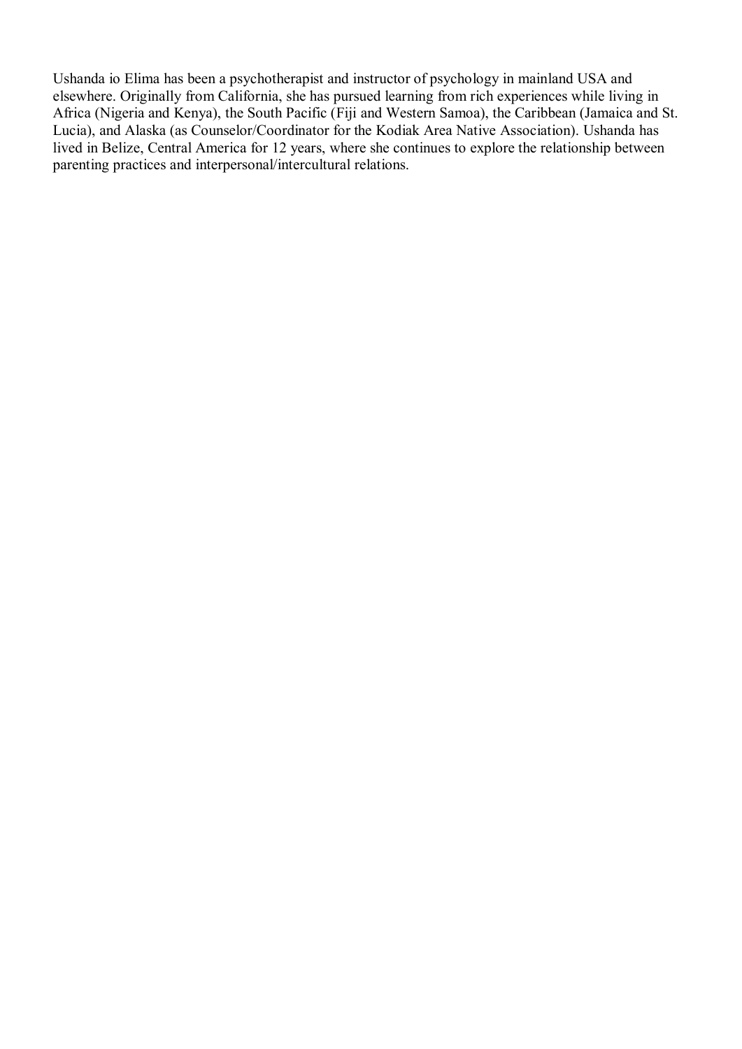Ushanda io Elima has been a psychotherapist and instructor of psychology in mainland USA and elsewhere. Originally from California, she has pursued learning from rich experiences while living in Africa (Nigeria and Kenya), the South Pacific (Fiji and Western Samoa), the Caribbean (Jamaica and St. Lucia), and Alaska (as Counselor/Coordinator for the Kodiak Area Native Association). Ushanda has lived in Belize, Central America for 12 years, where she continues to explore the relationship between parenting practices and interpersonal/intercultural relations.